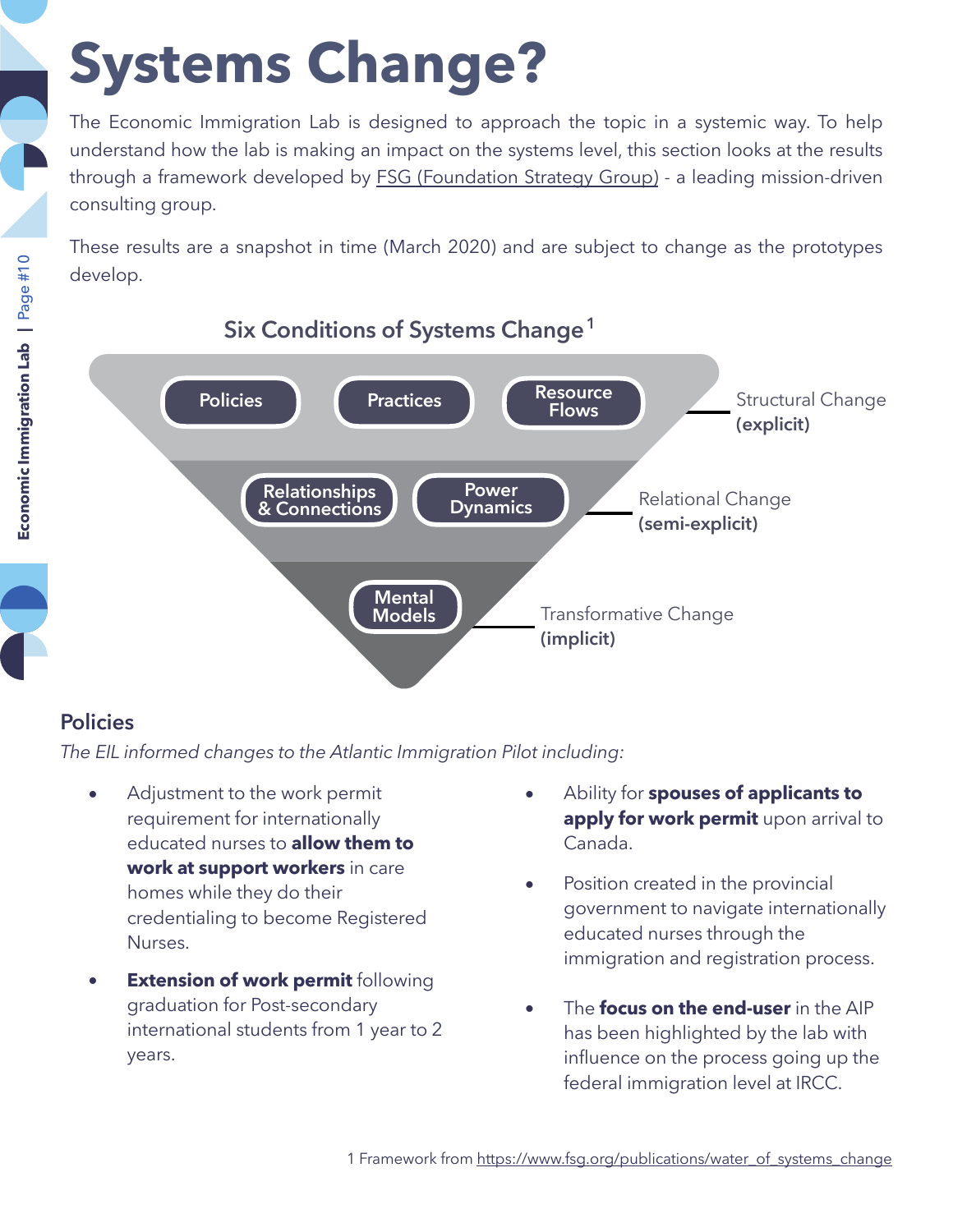# Systems Change?

The Economic Immigration Lab is designed to approach the topic in a systemic way. To help understand how the lab is making an impact on the systems level, this section looks at the results through a framework developed by FSG (Foundation Strategy Group) - a leading mission-driven consulting group.

These results are a snapshot in time (March 2020) and are subject to change as the prototypes develop.

### Six Conditions of Systems Change[1]

- **Structural Change (explicit):** Policies, Practices, Resource Flows
- **Relational Change (semi-explicit):** Relationships & Connections, Power Dynamics
- **Transformative Change (implicit):** Mental Models

## Policies

*The EIL informed changes to the Atlantic Immigration Pilot including:*

- Adjustment to the work permit requirement for internationally educated nurses to **allow them to work at support workers** in care homes while they do their credentialing to become Registered Nurses.
- **Extension of work permit** following graduation for Post-secondary international students from 1 year to 2 years.
- Ability for **spouses of applicants to apply for work permit** upon arrival to Canada.
- Position created in the provincial government to navigate internationally educated nurses through the immigration and registration process.
- The **focus on the end-user** in the AIP has been highlighted by the lab with influence on the process going up the federal immigration level at IRCC.

1 Framework from https://www.fsg.org/publications/water_of_systems_change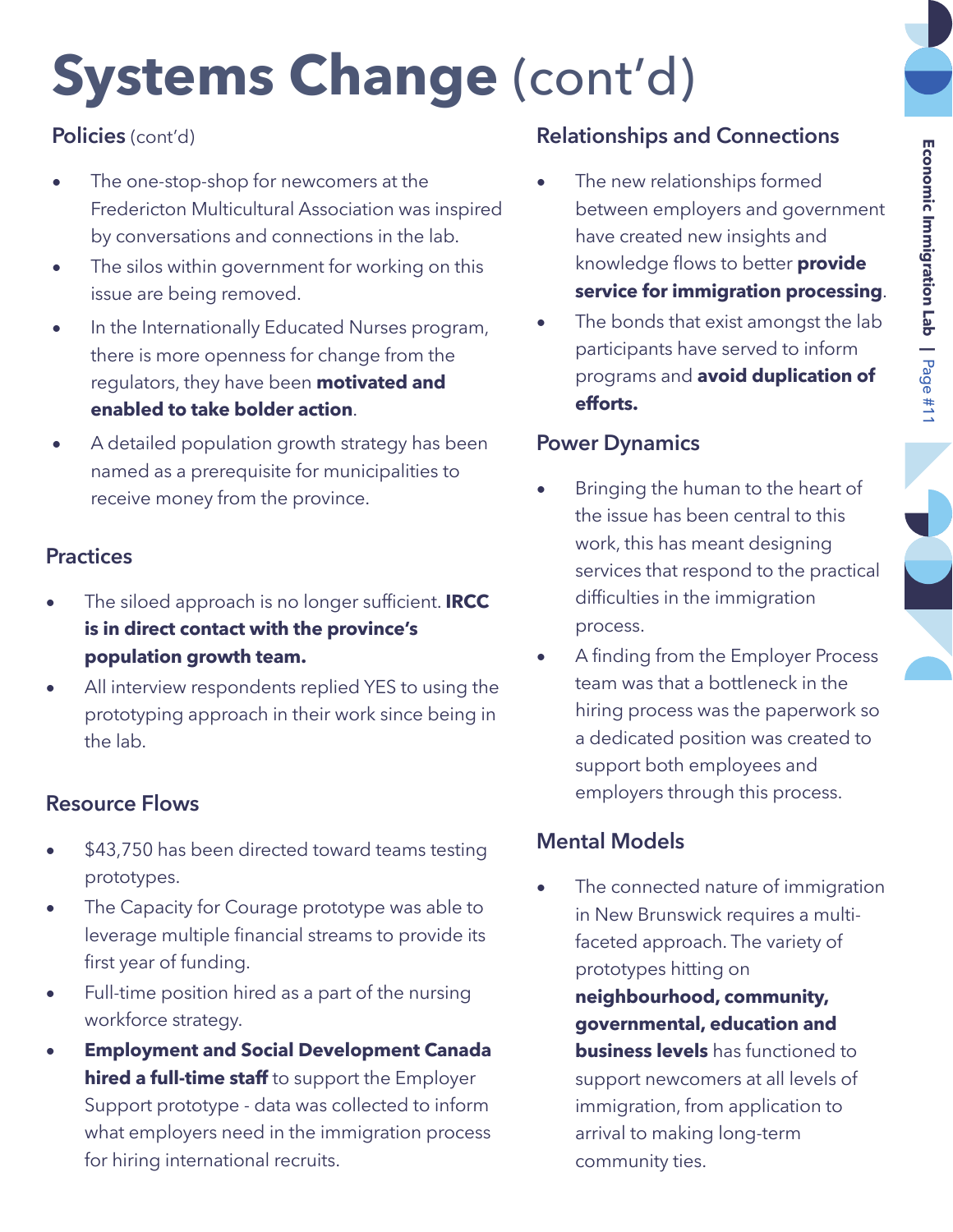# Systems Change (cont'd)

## Policies (cont'd)

- The one-stop-shop for newcomers at the Fredericton Multicultural Association was inspired by conversations and connections in the lab.
- The silos within government for working on this issue are being removed.
- In the Internationally Educated Nurses program, there is more openness for change from the regulators, they have been **motivated and enabled to take bolder action**.
- A detailed population growth strategy has been named as a prerequisite for municipalities to receive money from the province.

## Practices

- The siloed approach is no longer sufficient. **IRCC is in direct contact with the province's population growth team.**
- All interview respondents replied YES to using the prototyping approach in their work since being in the lab.

## Resource Flows

- $43,750 has been directed toward teams testing prototypes.
- The Capacity for Courage prototype was able to leverage multiple financial streams to provide its first year of funding.
- Full-time position hired as a part of the nursing workforce strategy.
- **Employment and Social Development Canada hired a full-time staff** to support the Employer Support prototype - data was collected to inform what employers need in the immigration process for hiring international recruits.

## Relationships and Connections

- The new relationships formed between employers and government have created new insights and knowledge flows to better **provide service for immigration processing**.
- The bonds that exist amongst the lab participants have served to inform programs and **avoid duplication of efforts.**

## Power Dynamics

- Bringing the human to the heart of the issue has been central to this work, this has meant designing services that respond to the practical difficulties in the immigration process.
- A finding from the Employer Process team was that a bottleneck in the hiring process was the paperwork so a dedicated position was created to support both employees and employers through this process.

## Mental Models

- The connected nature of immigration in New Brunswick requires a multi-faceted approach. The variety of prototypes hitting on **neighbourhood, community, governmental, education and business levels** has functioned to support newcomers at all levels of immigration, from application to arrival to making long-term community ties.